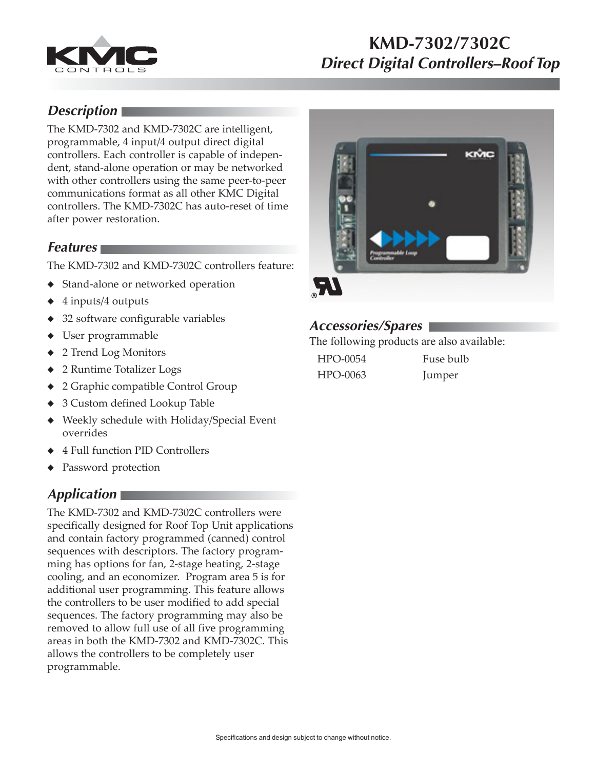# KMD-7302/7302C
## *Direct Digital Controllers–Roof Top*

## *Description*

The KMD-7302 and KMD-7302C are intelligent, programmable, 4 input/4 output direct digital controllers. Each controller is capable of independent, stand-alone operation or may be networked with other controllers using the same peer-to-peer communications format as all other KMC Digital controllers. The KMD-7302C has auto-reset of time after power restoration.

## *Features*

The KMD-7302 and KMD-7302C controllers feature:

- Stand-alone or networked operation
- 4 inputs/4 outputs
- 32 software configurable variables
- User programmable
- 2 Trend Log Monitors
- 2 Runtime Totalizer Logs
- 2 Graphic compatible Control Group
- 3 Custom defined Lookup Table
- Weekly schedule with Holiday/Special Event overrides
- 4 Full function PID Controllers
- Password protection

## *Application*

The KMD-7302 and KMD-7302C controllers were specifically designed for Roof Top Unit applications and contain factory programmed (canned) control sequences with descriptors. The factory programming has options for fan, 2-stage heating, 2-stage cooling, and an economizer. Program area 5 is for additional user programming. This feature allows the controllers to be user modified to add special sequences. The factory programming may also be removed to allow full use of all five programming areas in both the KMD-7302 and KMD-7302C. This allows the controllers to be completely user programmable.

## *Accessories/Spares*

The following products are also available:

| | |
|---|---|
| HPO-0054 | Fuse bulb |
| HPO-0063 | Jumper |

Specifications and design subject to change without notice.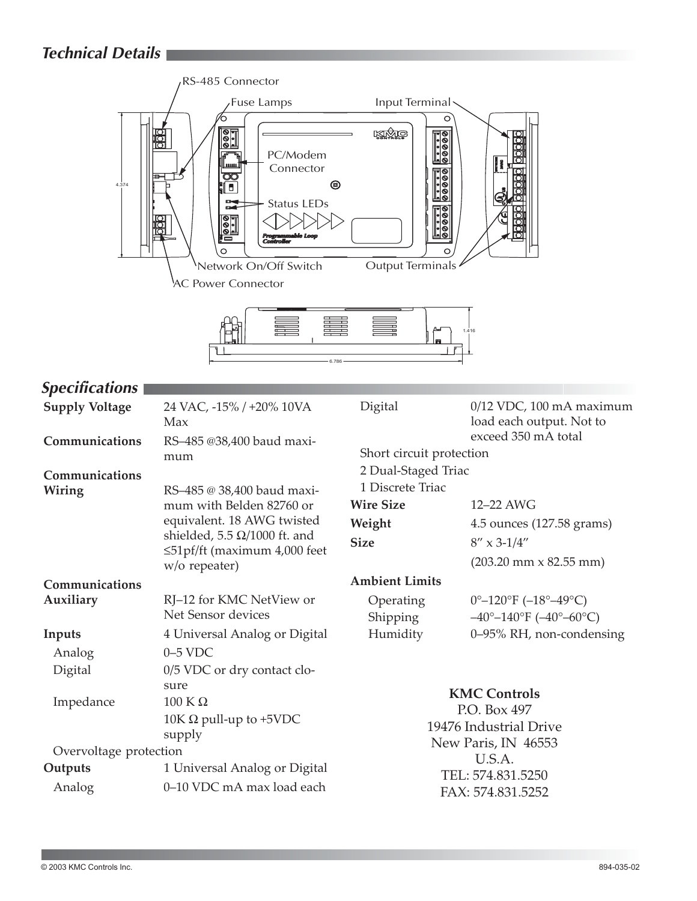## Technical Details

RS-485 Connector
Fuse Lamps
Input Terminal
PC/Modem Connector
Status LEDs
Network On/Off Switch
Output Terminals
AC Power Connector
4.374
1.416
6.786

## Specifications

| | |
|---|---|
| **Supply Voltage** | 24 VAC, -15% / +20% 10VA Max |
| **Communications** | RS–485 @38,400 baud maximum |
| **Communications Wiring** | RS–485 @ 38,400 baud maximum with Belden 82760 or equivalent. 18 AWG twisted shielded, 5.5 Ω/1000 ft. and ≤51pf/ft (maximum 4,000 feet w/o repeater) |
| **Communications Auxiliary** | RJ–12 for KMC NetView or Net Sensor devices |
| **Inputs** | 4 Universal Analog or Digital |
| Analog | 0–5 VDC |
| Digital | 0/5 VDC or dry contact closure |
| Impedance | 100 K Ω<br>10K Ω pull-up to +5VDC supply |
| Overvoltage protection | |
| **Outputs** | 1 Universal Analog or Digital |
| Analog | 0–10 VDC mA max load each |
| Digital | 0/12 VDC, 100 mA maximum load each output. Not to exceed 350 mA total |
| Short circuit protection | |
| 2 Dual-Staged Triac | |
| 1 Discrete Triac | |
| **Wire Size** | 12–22 AWG |
| **Weight** | 4.5 ounces (127.58 grams) |
| **Size** | 8″ x 3-1/4″<br>(203.20 mm x 82.55 mm) |
| **Ambient Limits** | |
| Operating | 0°–120°F (–18°–49°C) |
| Shipping | –40°–140°F (–40°–60°C) |
| Humidity | 0–95% RH, non-condensing |

**KMC Controls**
P.O. Box 497
19476 Industrial Drive
New Paris, IN 46553
U.S.A.
TEL: 574.831.5250
FAX: 574.831.5252

© 2003 KMC Controls Inc.

894-035-02